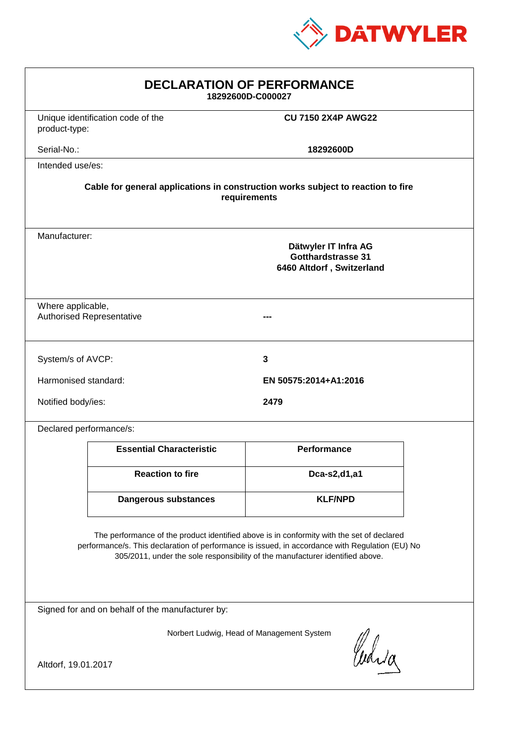DATWYLER

# DECLARATION OF PERFORMANCE

**18292600D-C000027**

| | |
|---|---|
| Unique identification code of the product-type: | **CU 7150 2X4P AWG22** |
| Serial-No.: | **18292600D** |

Intended use/es:

**Cable for general applications in construction works subject to reaction to fire requirements**

Manufacturer:

**Dätwyler IT Infra AG**
**Gotthardstrasse 31**
**6460 Altdorf , Switzerland**

| | |
|---|---|
| Where applicable, Authorised Representative | **---** |
| System/s of AVCP: | **3** |
| Harmonised standard: | **EN 50575:2014+A1:2016** |
| Notified body/ies: | **2479** |

Declared performance/s:

| Essential Characteristic | Performance |
|---|---|
| **Reaction to fire** | **Dca-s2,d1,a1** |
| **Dangerous substances** | **KLF/NPD** |

The performance of the product identified above is in conformity with the set of declared performance/s. This declaration of performance is issued, in accordance with Regulation (EU) No 305/2011, under the sole responsibility of the manufacturer identified above.

Signed for and on behalf of the manufacturer by:

Norbert Ludwig, Head of Management System

Altdorf, 19.01.2017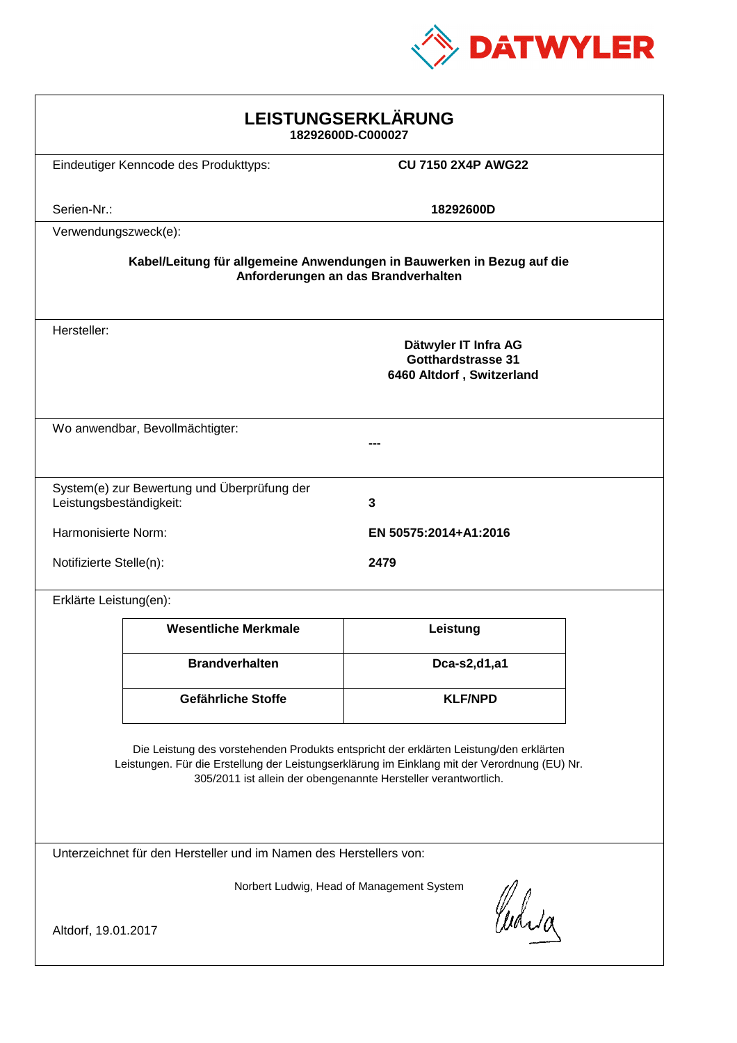DATWYLER

# LEISTUNGSERKLÄRUNG

**18292600D-C000027**

Eindeutiger Kenncode des Produkttyps: **CU 7150 2X4P AWG22**

Serien-Nr.: **18292600D**

Verwendungszweck(e):

**Kabel/Leitung für allgemeine Anwendungen in Bauwerken in Bezug auf die Anforderungen an das Brandverhalten**

Hersteller:

**Dätwyler IT Infra AG**
**Gotthardstrasse 31**
**6460 Altdorf , Switzerland**

Wo anwendbar, Bevollmächtigter: **---**

System(e) zur Bewertung und Überprüfung der Leistungsbeständigkeit: **3**

Harmonisierte Norm: **EN 50575:2014+A1:2016**

Notifizierte Stelle(n): **2479**

Erklärte Leistung(en):

| Wesentliche Merkmale | Leistung |
|---|---|
| **Brandverhalten** | **Dca-s2,d1,a1** |
| **Gefährliche Stoffe** | **KLF/NPD** |

Die Leistung des vorstehenden Produkts entspricht der erklärten Leistung/den erklärten Leistungen. Für die Erstellung der Leistungserklärung im Einklang mit der Verordnung (EU) Nr. 305/2011 ist allein der obengenannte Hersteller verantwortlich.

Unterzeichnet für den Hersteller und im Namen des Herstellers von:

Norbert Ludwig, Head of Management System

Altdorf, 19.01.2017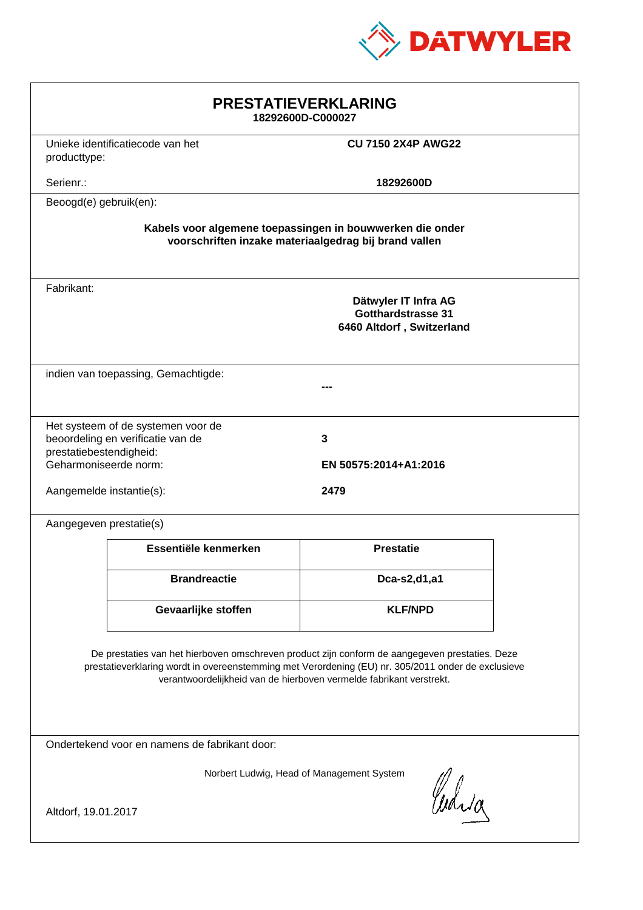# PRESTATIEVERKLARING

**18292600D-C000027**

| | |
|---|---|
| Unieke identificatiecode van het producttype: | **CU 7150 2X4P AWG22** |
| Serienr.: | **18292600D** |

Beoogd(e) gebruik(en):

**Kabels voor algemene toepassingen in bouwwerken die onder voorschriften inzake materiaalgedrag bij brand vallen**

Fabrikant:

**Dätwyler IT Infra AG**
**Gotthardstrasse 31**
**6460 Altdorf , Switzerland**

indien van toepassing, Gemachtigde:

**---**

| | |
|---|---|
| Het systeem of de systemen voor de beoordeling en verificatie van de prestatiebestendigheid: | **3** |
| Geharmoniseerde norm: | **EN 50575:2014+A1:2016** |
| Aangemelde instantie(s): | **2479** |

Aangegeven prestatie(s)

| Essentiële kenmerken | Prestatie |
|---|---|
| **Brandreactie** | **Dca-s2,d1,a1** |
| **Gevaarlijke stoffen** | **KLF/NPD** |

De prestaties van het hierboven omschreven product zijn conform de aangegeven prestaties. Deze prestatieverklaring wordt in overeenstemming met Verordening (EU) nr. 305/2011 onder de exclusieve verantwoordelijkheid van de hierboven vermelde fabrikant verstrekt.

Ondertekend voor en namens de fabrikant door:

Norbert Ludwig, Head of Management System

Altdorf, 19.01.2017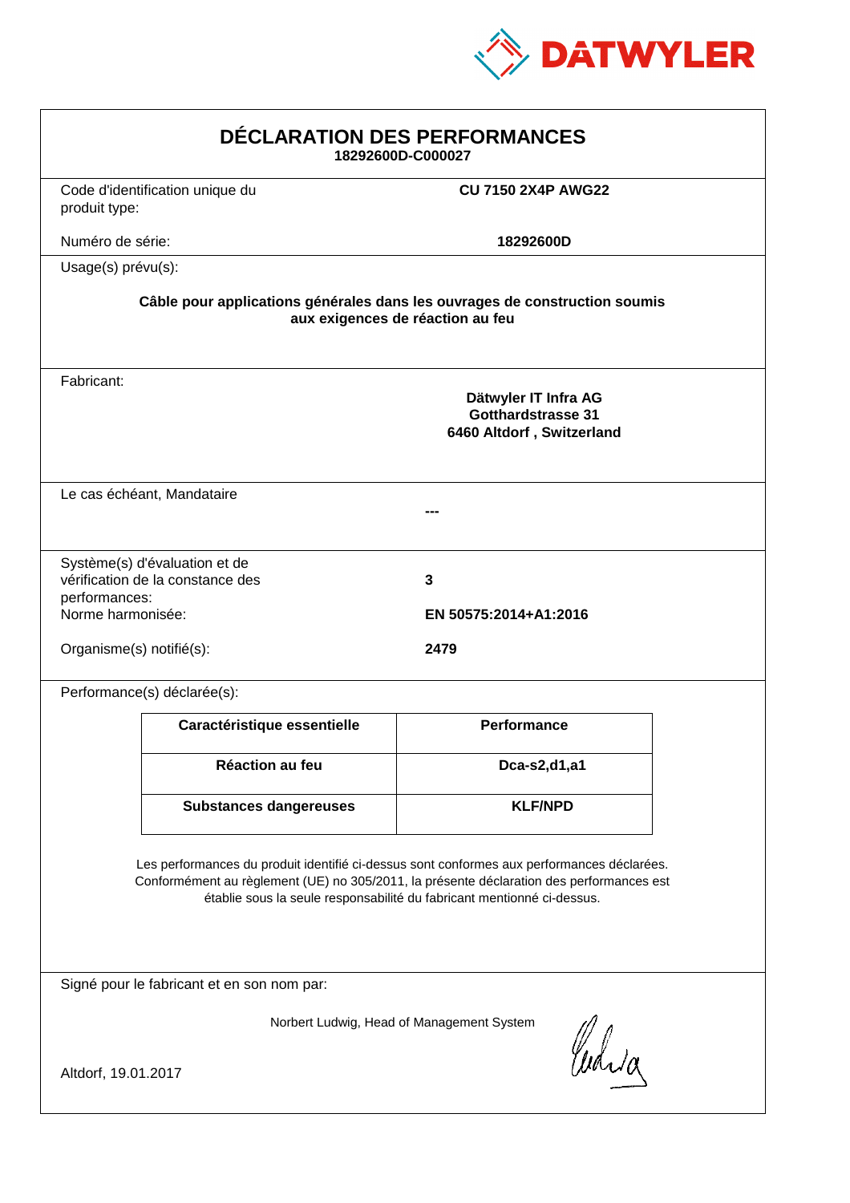DATWYLER

# DÉCLARATION DES PERFORMANCES

**18292600D-C000027**

| | |
|---|---|
| Code d'identification unique du produit type: | **CU 7150 2X4P AWG22** |
| Numéro de série: | **18292600D** |

Usage(s) prévu(s):

**Câble pour applications générales dans les ouvrages de construction soumis aux exigences de réaction au feu**

Fabricant:

**Dätwyler IT Infra AG**
**Gotthardstrasse 31**
**6460 Altdorf , Switzerland**

Le cas échéant, Mandataire

**---**

| | |
|---|---|
| Système(s) d'évaluation et de vérification de la constance des performances: | **3** |
| Norme harmonisée: | **EN 50575:2014+A1:2016** |
| Organisme(s) notifié(s): | **2479** |

Performance(s) déclarée(s):

| Caractéristique essentielle | Performance |
|---|---|
| **Réaction au feu** | **Dca-s2,d1,a1** |
| **Substances dangereuses** | **KLF/NPD** |

Les performances du produit identifié ci-dessus sont conformes aux performances déclarées. Conformément au règlement (UE) no 305/2011, la présente déclaration des performances est établie sous la seule responsabilité du fabricant mentionné ci-dessus.

Signé pour le fabricant et en son nom par:

Norbert Ludwig, Head of Management System

Altdorf, 19.01.2017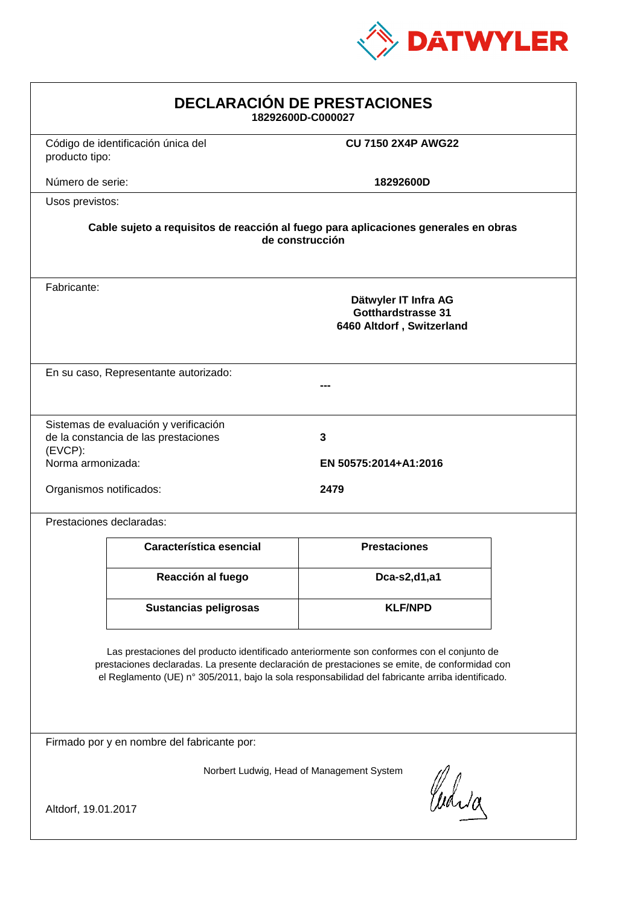DATWYLER

# DECLARACIÓN DE PRESTACIONES

**18292600D-C000027**

| | |
|---|---|
| Código de identificación única del producto tipo: | **CU 7150 2X4P AWG22** |
| Número de serie: | **18292600D** |

Usos previstos:

**Cable sujeto a requisitos de reacción al fuego para aplicaciones generales en obras de construcción**

Fabricante:

**Dätwyler IT Infra AG**
**Gotthardstrasse 31**
**6460 Altdorf , Switzerland**

En su caso, Representante autorizado:

**---**

| | |
|---|---|
| Sistemas de evaluación y verificación de la constancia de las prestaciones (EVCP): | **3** |
| Norma armonizada: | **EN 50575:2014+A1:2016** |
| Organismos notificados: | **2479** |

Prestaciones declaradas:

| Característica esencial | Prestaciones |
|---|---|
| **Reacción al fuego** | **Dca-s2,d1,a1** |
| **Sustancias peligrosas** | **KLF/NPD** |

Las prestaciones del producto identificado anteriormente son conformes con el conjunto de prestaciones declaradas. La presente declaración de prestaciones se emite, de conformidad con el Reglamento (UE) n° 305/2011, bajo la sola responsabilidad del fabricante arriba identificado.

Firmado por y en nombre del fabricante por:

Norbert Ludwig, Head of Management System

Altdorf, 19.01.2017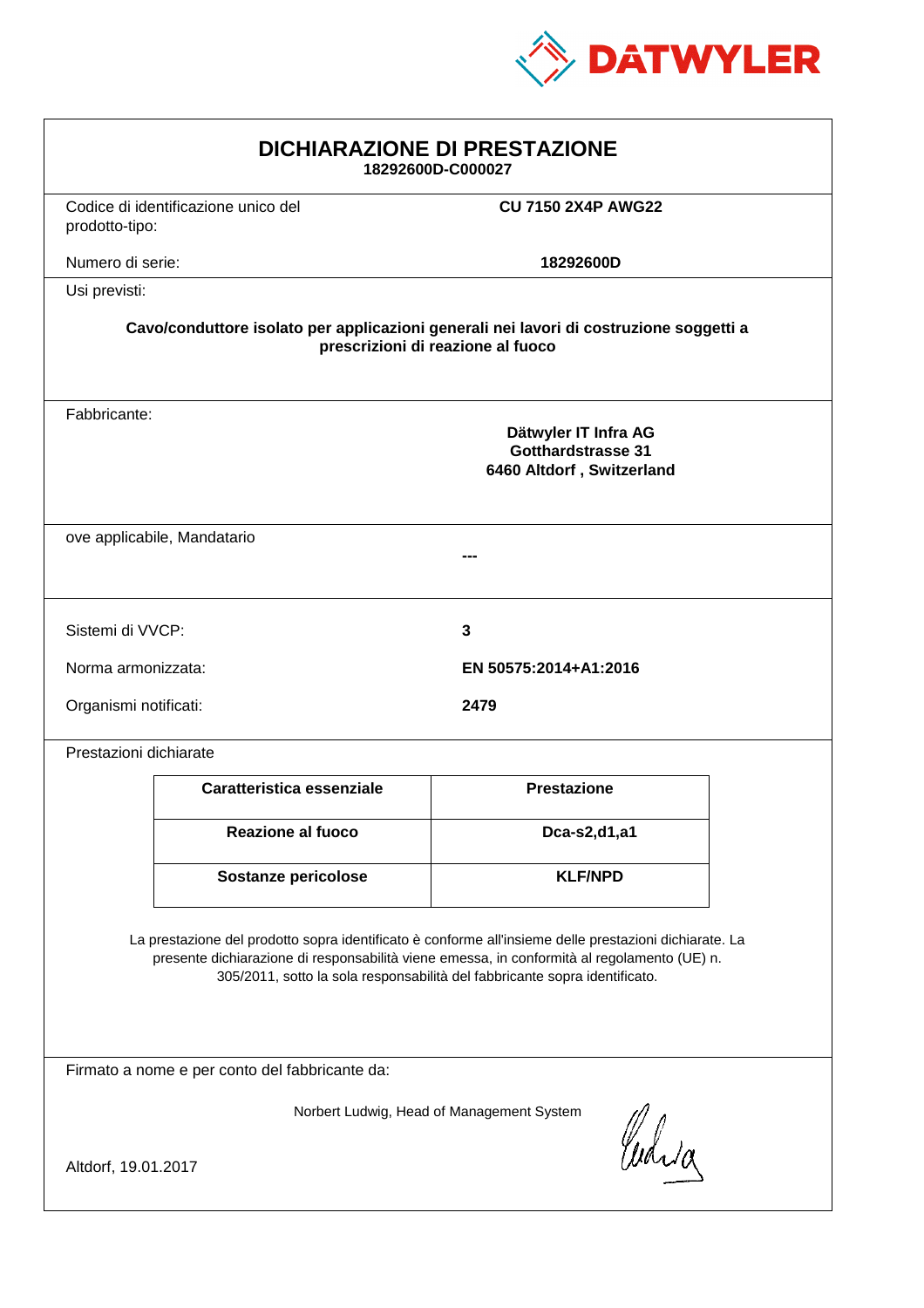DATWYLER

# DICHIARAZIONE DI PRESTAZIONE

**18292600D-C000027**

| | |
|---|---|
| Codice di identificazione unico del prodotto-tipo: | **CU 7150 2X4P AWG22** |
| Numero di serie: | **18292600D** |

Usi previsti:

**Cavo/conduttore isolato per applicazioni generali nei lavori di costruzione soggetti a prescrizioni di reazione al fuoco**

Fabbricante:

**Dätwyler IT Infra AG**
**Gotthardstrasse 31**
**6460 Altdorf , Switzerland**

ove applicabile, Mandatario

**---**

| | |
|---|---|
| Sistemi di VVCP: | **3** |
| Norma armonizzata: | **EN 50575:2014+A1:2016** |
| Organismi notificati: | **2479** |

Prestazioni dichiarate

| Caratteristica essenziale | Prestazione |
|---|---|
| **Reazione al fuoco** | **Dca-s2,d1,a1** |
| **Sostanze pericolose** | **KLF/NPD** |

La prestazione del prodotto sopra identificato è conforme all'insieme delle prestazioni dichiarate. La presente dichiarazione di responsabilità viene emessa, in conformità al regolamento (UE) n. 305/2011, sotto la sola responsabilità del fabbricante sopra identificato.

Firmato a nome e per conto del fabbricante da:

Norbert Ludwig, Head of Management System

Altdorf, 19.01.2017